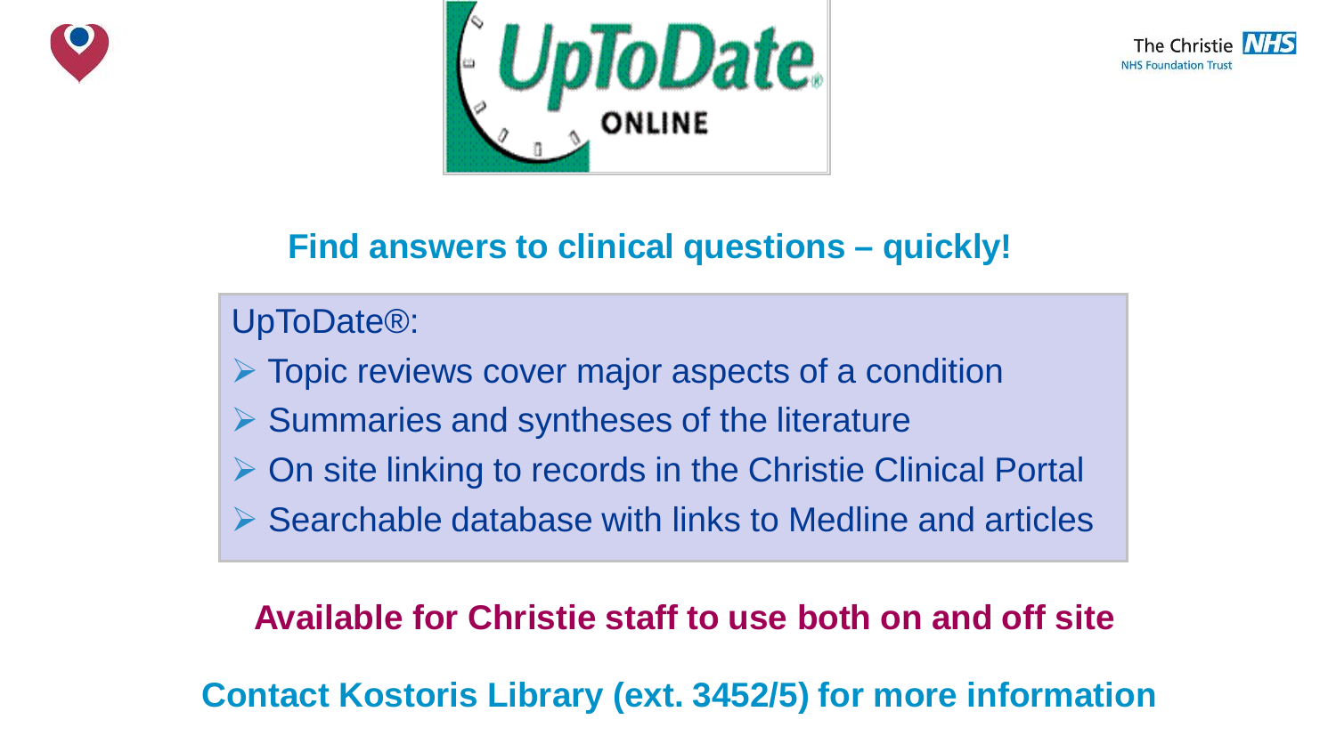# UpToDate ONLINE

## Find answers to clinical questions – quickly!

UpToDate®:

- Topic reviews cover major aspects of a condition
- Summaries and syntheses of the literature
- On site linking to records in the Christie Clinical Portal
- Searchable database with links to Medline and articles

**Available for Christie staff to use both on and off site**

**Contact Kostoris Library (ext. 3452/5) for more information**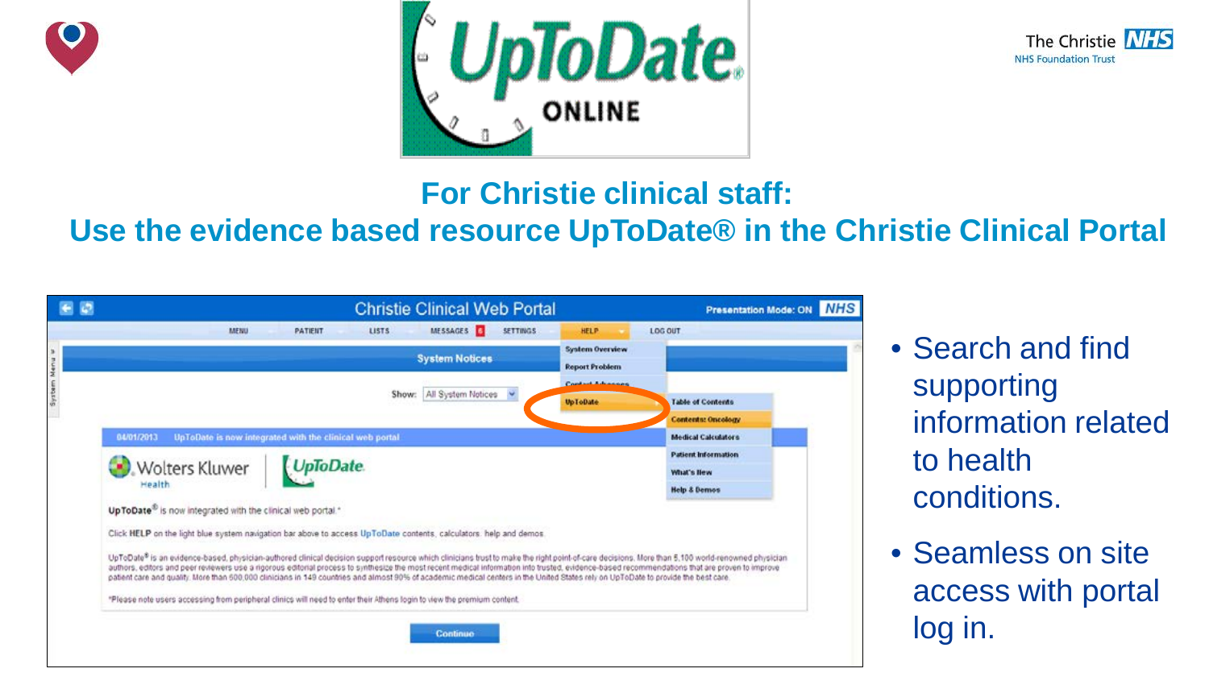## For Christie clinical staff:

## Use the evidence based resource UpToDate® in the Christie Clinical Portal

- Search and find supporting information related to health conditions.
- Seamless on site access with portal log in.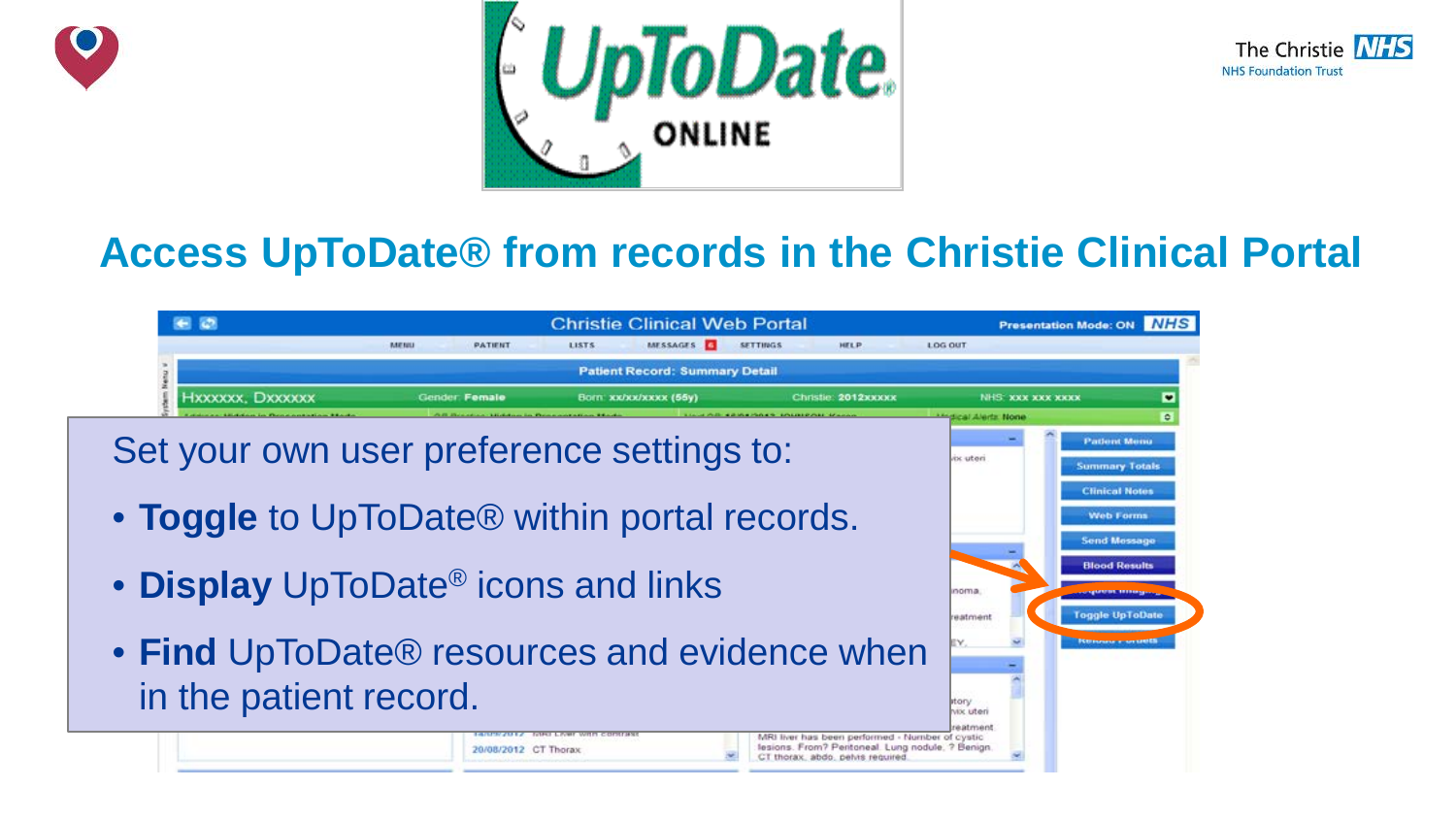# Access UpToDate® from records in the Christie Clinical Portal

Set your own user preference settings to:

- **Toggle** to UpToDate® within portal records.
- **Display** UpToDate® icons and links
- **Find** UpToDate® resources and evidence when in the patient record.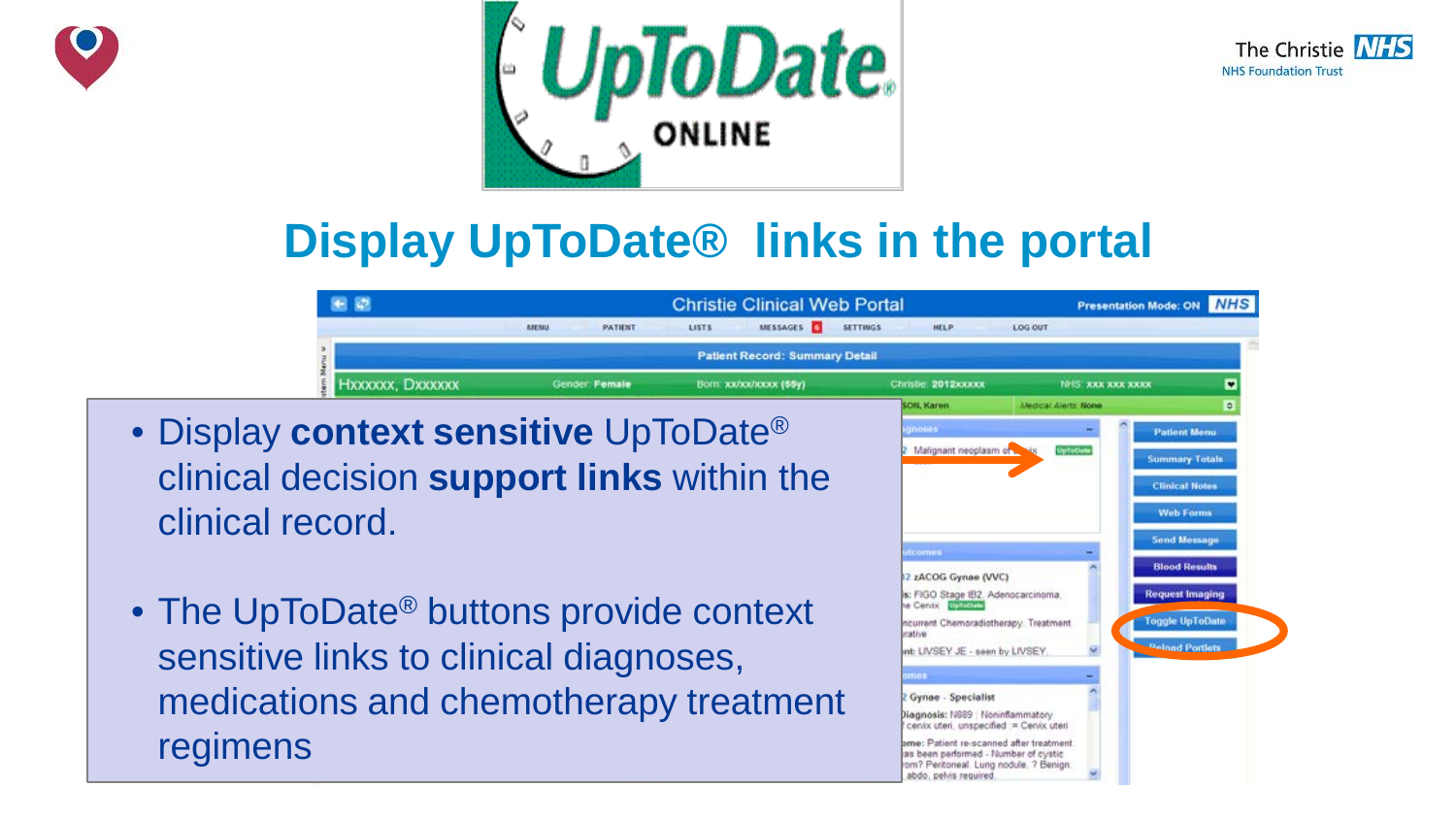# Display UpToDate® links in the portal

- Display **context sensitive** UpToDate® clinical decision **support links** within the clinical record.
- The UpToDate® buttons provide context sensitive links to clinical diagnoses, medications and chemotherapy treatment regimens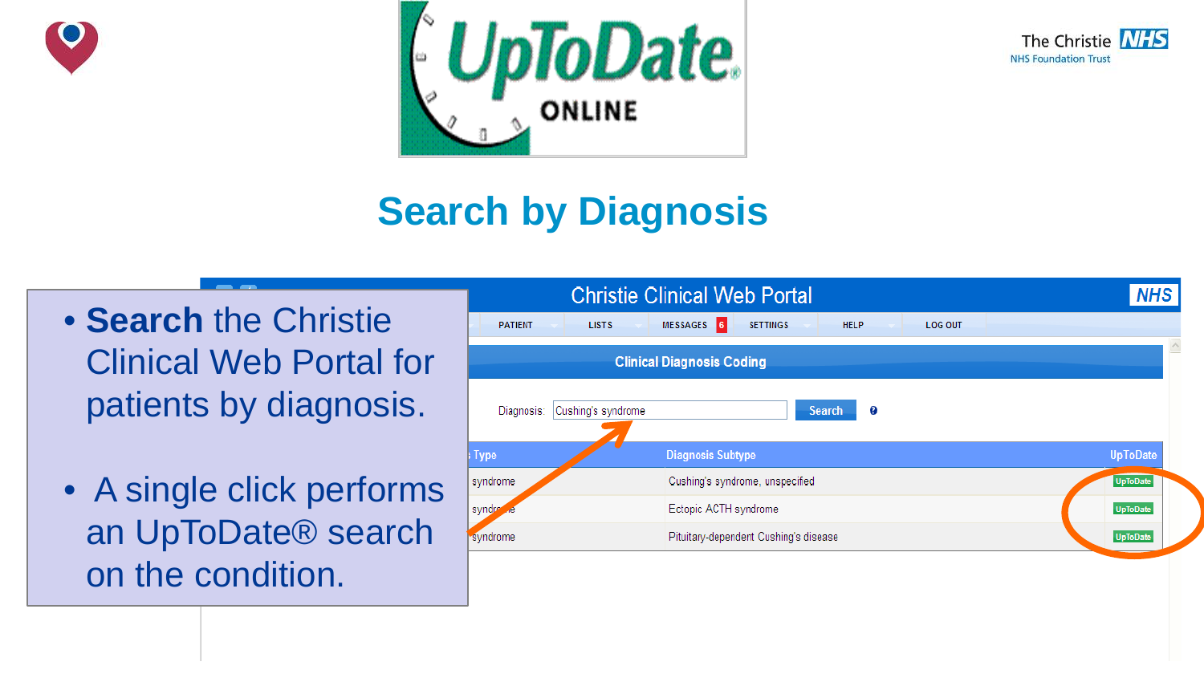# Search by Diagnosis

- **Search** the Christie Clinical Web Portal for patients by diagnosis.
- A single click performs an UpToDate® search on the condition.

Christie Clinical Web Portal

PATIENT | LISTS | MESSAGES 6 | SETTINGS | HELP | LOG OUT

Clinical Diagnosis Coding

Diagnosis: Cushing's syndrome Search

| Type | Diagnosis Subtype | UpToDate |
| --- | --- | --- |
| syndrome | Cushing's syndrome, unspecifed | UpToDate |
| syndrome | Ectopic ACTH syndrome | UpToDate |
| syndrome | Pituitary-dependent Cushing's disease | UpToDate |